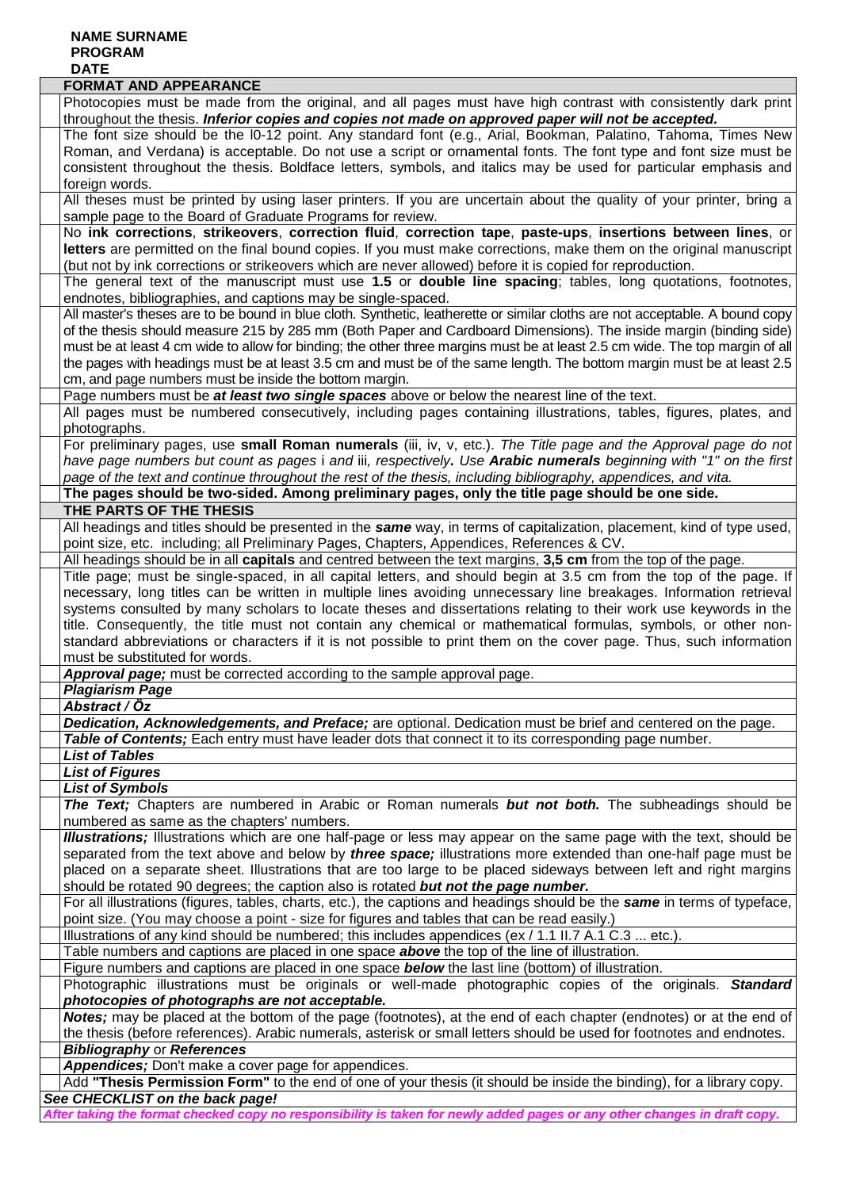**NAME SURNAME**
**PROGRAM**
**DATE**

## FORMAT AND APPEARANCE

Photocopies must be made from the original, and all pages must have high contrast with consistently dark print throughout the thesis. ***Inferior copies and copies not made on approved paper will not be accepted.***

The font size should be the l0-12 point. Any standard font (e.g., Arial, Bookman, Palatino, Tahoma, Times New Roman, and Verdana) is acceptable. Do not use a script or ornamental fonts. The font type and font size must be consistent throughout the thesis. Boldface letters, symbols, and italics may be used for particular emphasis and foreign words.

All theses must be printed by using laser printers. If you are uncertain about the quality of your printer, bring a sample page to the Board of Graduate Programs for review.

No **ink corrections**, **strikeovers**, **correction fluid**, **correction tape**, **paste-ups**, **insertions between lines**, or **letters** are permitted on the final bound copies. If you must make corrections, make them on the original manuscript (but not by ink corrections or strikeovers which are never allowed) before it is copied for reproduction.

The general text of the manuscript must use **1.5** or **double line spacing**; tables, long quotations, footnotes, endnotes, bibliographies, and captions may be single-spaced.

All master's theses are to be bound in blue cloth. Synthetic, leatherette or similar cloths are not acceptable. A bound copy of the thesis should measure 215 by 285 mm (Both Paper and Cardboard Dimensions). The inside margin (binding side) must be at least 4 cm wide to allow for binding; the other three margins must be at least 2.5 cm wide. The top margin of all the pages with headings must be at least 3.5 cm and must be of the same length. The bottom margin must be at least 2.5 cm, and page numbers must be inside the bottom margin.

Page numbers must be ***at least two single spaces*** above or below the nearest line of the text.

All pages must be numbered consecutively, including pages containing illustrations, tables, figures, plates, and photographs.

For preliminary pages, use **small Roman numerals** (iii, iv, v, etc.). *The Title page and the Approval page do not have page numbers but count as pages* i *and* iii*, respectively****.*** *Use* ***Arabic numerals*** *beginning with "1" on the first page of the text and continue throughout the rest of the thesis, including bibliography, appendices, and vita.*

**The pages should be two-sided. Among preliminary pages, only the title page should be one side.**

## THE PARTS OF THE THESIS

All headings and titles should be presented in the ***same*** way, in terms of capitalization, placement, kind of type used, point size, etc. including; all Preliminary Pages, Chapters, Appendices, References & CV.

All headings should be in all **capitals** and centred between the text margins, **3,5 cm** from the top of the page.

Title page; must be single-spaced, in all capital letters, and should begin at 3.5 cm from the top of the page. If necessary, long titles can be written in multiple lines avoiding unnecessary line breakages. Information retrieval systems consulted by many scholars to locate theses and dissertations relating to their work use keywords in the title. Consequently, the title must not contain any chemical or mathematical formulas, symbols, or other non-standard abbreviations or characters if it is not possible to print them on the cover page. Thus, such information must be substituted for words.

***Approval page;*** must be corrected according to the sample approval page.

***Plagiarism Page***

***Abstract / Öz***

***Dedication, Acknowledgements, and Preface;*** are optional. Dedication must be brief and centered on the page.

***Table of Contents;*** Each entry must have leader dots that connect it to its corresponding page number.

***List of Tables***

***List of Figures***

***List of Symbols***

***The Text;*** Chapters are numbered in Arabic or Roman numerals ***but not both.*** The subheadings should be numbered as same as the chapters' numbers.

***Illustrations;*** Illustrations which are one half-page or less may appear on the same page with the text, should be separated from the text above and below by ***three space;*** illustrations more extended than one-half page must be placed on a separate sheet. Illustrations that are too large to be placed sideways between left and right margins should be rotated 90 degrees; the caption also is rotated ***but not the page number.***

For all illustrations (figures, tables, charts, etc.), the captions and headings should be the ***same*** in terms of typeface, point size. (You may choose a point - size for figures and tables that can be read easily.)

Illustrations of any kind should be numbered; this includes appendices (ex / 1.1 II.7 A.1 C.3 ... etc.).

Table numbers and captions are placed in one space ***above*** the top of the line of illustration.

Figure numbers and captions are placed in one space ***below*** the last line (bottom) of illustration.

Photographic illustrations must be originals or well-made photographic copies of the originals. ***Standard photocopies of photographs are not acceptable.***

***Notes;*** may be placed at the bottom of the page (footnotes), at the end of each chapter (endnotes) or at the end of the thesis (before references). Arabic numerals, asterisk or small letters should be used for footnotes and endnotes.

***Bibliography*** or ***References***

***Appendices;*** Don't make a cover page for appendices.

Add **"Thesis Permission Form"** to the end of one of your thesis (it should be inside the binding), for a library copy.

***See CHECKLIST on the back page!***

***After taking the format checked copy no responsibility is taken for newly added pages or any other changes in draft copy.***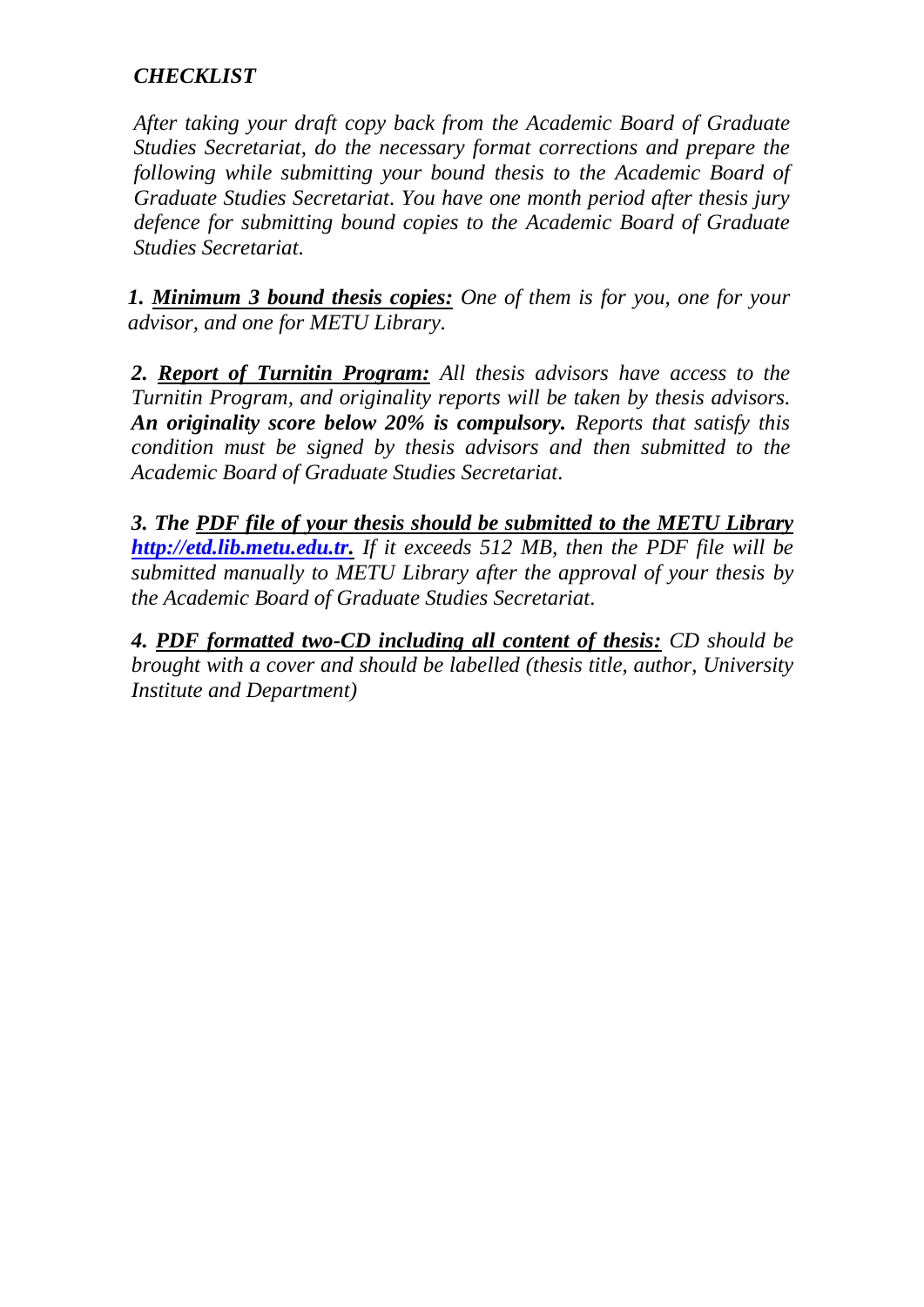***CHECKLIST***

*After taking your draft copy back from the Academic Board of Graduate Studies Secretariat, do the necessary format corrections and prepare the following while submitting your bound thesis to the Academic Board of Graduate Studies Secretariat. You have one month period after thesis jury defence for submitting bound copies to the Academic Board of Graduate Studies Secretariat.*

***1. <u>Minimum 3 bound thesis copies:</u>*** *One of them is for you, one for your advisor, and one for METU Library.*

***2. <u>Report of Turnitin Program:</u>*** *All thesis advisors have access to the Turnitin Program, and originality reports will be taken by thesis advisors.* ***An originality score below 20% is compulsory.*** *Reports that satisfy this condition must be signed by thesis advisors and then submitted to the Academic Board of Graduate Studies Secretariat.*

***3. The <u>PDF file of your thesis should be submitted to the METU Library</u> [http://etd.lib.metu.edu.tr](http://etd.lib.metu.edu.tr).*** *If it exceeds 512 MB, then the PDF file will be submitted manually to METU Library after the approval of your thesis by the Academic Board of Graduate Studies Secretariat.*

***4. <u>PDF formatted two-CD including all content of thesis:</u>*** *CD should be brought with a cover and should be labelled (thesis title, author, University Institute and Department)*